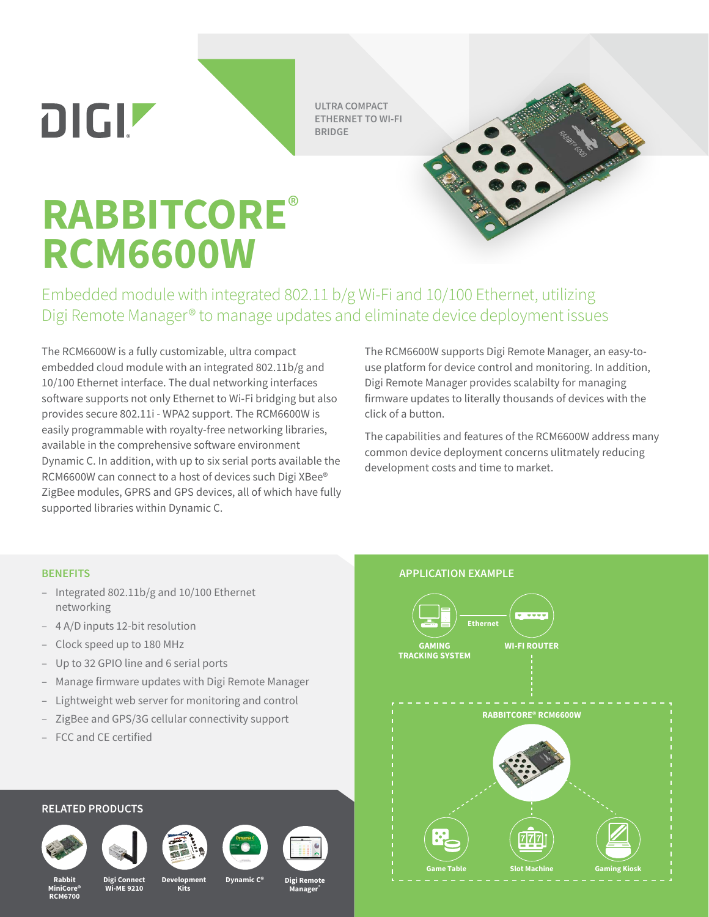ULTRA COMPACT ETHERNET TO WI-FI BRIDGE

# RABBITCORE® RCM6600W

## Embedded module with integrated 802.11 b/g Wi-Fi and 10/100 Ethernet, utilizing Digi Remote Manager® to manage updates and eliminate device deployment issues

The RCM6600W is a fully customizable, ultra compact embedded cloud module with an integrated 802.11b/g and 10/100 Ethernet interface. The dual networking interfaces software supports not only Ethernet to Wi-Fi bridging but also provides secure 802.11i - WPA2 support. The RCM6600W is easily programmable with royalty-free networking libraries, available in the comprehensive software environment Dynamic C. In addition, with up to six serial ports available the RCM6600W can connect to a host of devices such Digi XBee® ZigBee modules, GPRS and GPS devices, all of which have fully supported libraries within Dynamic C.

The RCM6600W supports Digi Remote Manager, an easy-to-use platform for device control and monitoring. In addition, Digi Remote Manager provides scalabilty for managing firmware updates to literally thousands of devices with the click of a button.

The capabilities and features of the RCM6600W address many common device deployment concerns ulitmately reducing development costs and time to market.

### BENEFITS

- Integrated 802.11b/g and 10/100 Ethernet networking
- 4 A/D inputs 12-bit resolution
- Clock speed up to 180 MHz
- Up to 32 GPIO line and 6 serial ports
- Manage firmware updates with Digi Remote Manager
- Lightweight web server for monitoring and control
- ZigBee and GPS/3G cellular connectivity support
- FCC and CE certified

### APPLICATION EXAMPLE

GAMING TRACKING SYSTEM — Ethernet — WI-FI ROUTER

RABBITCORE® RCM6600W

Game Table | Slot Machine | Gaming Kiosk

### RELATED PRODUCTS

- Rabbit MiniCore® RCM6700
- Digi Connect Wi-ME 9210
- Development Kits
- Dynamic C®
- Digi Remote Manager®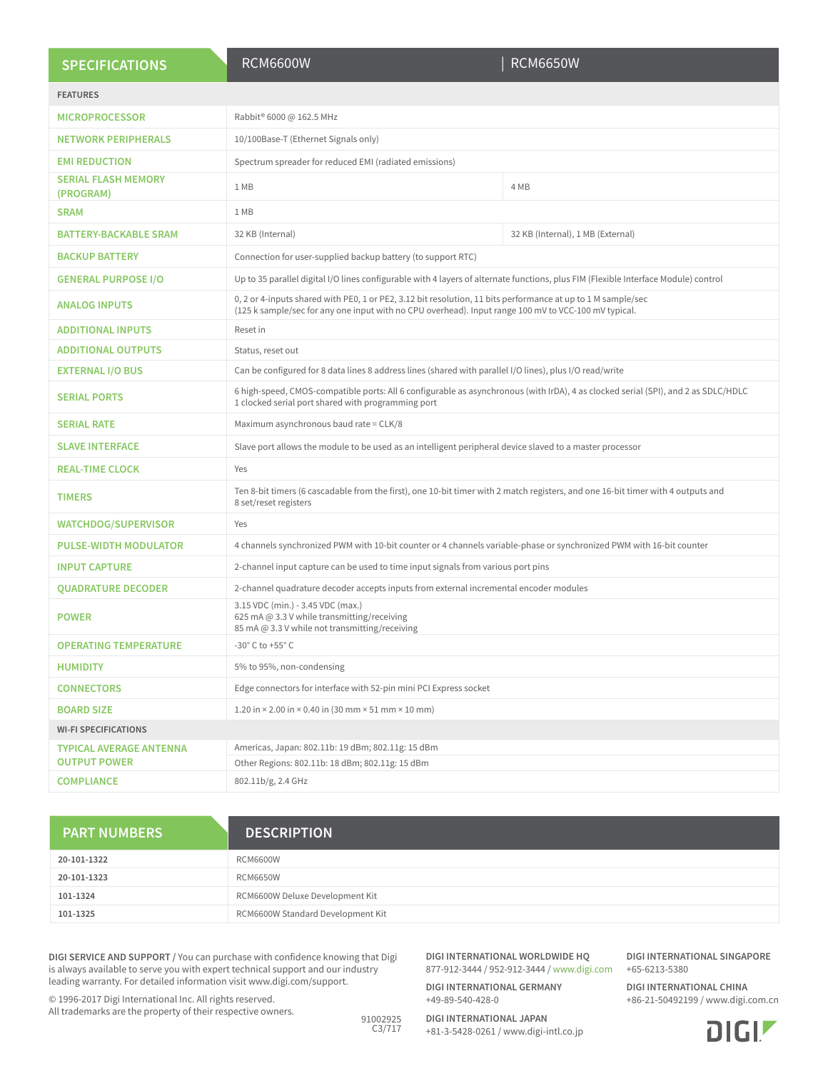| SPECIFICATIONS | RCM6600W | RCM6650W |
|---|---|---|
| **FEATURES** | | |
| MICROPROCESSOR | Rabbit® 6000 @ 162.5 MHz | |
| NETWORK PERIPHERALS | 10/100Base-T (Ethernet Signals only) | |
| EMI REDUCTION | Spectrum spreader for reduced EMI (radiated emissions) | |
| SERIAL FLASH MEMORY (PROGRAM) | 1 MB | 4 MB |
| SRAM | 1 MB | |
| BATTERY-BACKABLE SRAM | 32 KB (Internal) | 32 KB (Internal), 1 MB (External) |
| BACKUP BATTERY | Connection for user-supplied backup battery (to support RTC) | |
| GENERAL PURPOSE I/O | Up to 35 parallel digital I/O lines configurable with 4 layers of alternate functions, plus FIM (Flexible Interface Module) control | |
| ANALOG INPUTS | 0, 2 or 4-inputs shared with PE0, 1 or PE2, 3.12 bit resolution, 11 bits performance at up to 1 M sample/sec (125 k sample/sec for any one input with no CPU overhead). Input range 100 mV to VCC-100 mV typical. | |
| ADDITIONAL INPUTS | Reset in | |
| ADDITIONAL OUTPUTS | Status, reset out | |
| EXTERNAL I/O BUS | Can be configured for 8 data lines 8 address lines (shared with parallel I/O lines), plus I/O read/write | |
| SERIAL PORTS | 6 high-speed, CMOS-compatible ports: All 6 configurable as asynchronous (with IrDA), 4 as clocked serial (SPI), and 2 as SDLC/HDLC 1 clocked serial port shared with programming port | |
| SERIAL RATE | Maximum asynchronous baud rate = CLK/8 | |
| SLAVE INTERFACE | Slave port allows the module to be used as an intelligent peripheral device slaved to a master processor | |
| REAL-TIME CLOCK | Yes | |
| TIMERS | Ten 8-bit timers (6 cascadable from the first), one 10-bit timer with 2 match registers, and one 16-bit timer with 4 outputs and 8 set/reset registers | |
| WATCHDOG/SUPERVISOR | Yes | |
| PULSE-WIDTH MODULATOR | 4 channels synchronized PWM with 10-bit counter or 4 channels variable-phase or synchronized PWM with 16-bit counter | |
| INPUT CAPTURE | 2-channel input capture can be used to time input signals from various port pins | |
| QUADRATURE DECODER | 2-channel quadrature decoder accepts inputs from external incremental encoder modules | |
| POWER | 3.15 VDC (min.) - 3.45 VDC (max.)<br>625 mA @ 3.3 V while transmitting/receiving<br>85 mA @ 3.3 V while not transmitting/receiving | |
| OPERATING TEMPERATURE | -30° C to +55° C | |
| HUMIDITY | 5% to 95%, non-condensing | |
| CONNECTORS | Edge connectors for interface with 52-pin mini PCI Express socket | |
| BOARD SIZE | 1.20 in × 2.00 in × 0.40 in (30 mm × 51 mm × 10 mm) | |
| **WI-FI SPECIFICATIONS** | | |
| TYPICAL AVERAGE ANTENNA OUTPUT POWER | Americas, Japan: 802.11b: 19 dBm; 802.11g: 15 dBm<br>Other Regions: 802.11b: 18 dBm; 802.11g: 15 dBm | |
| COMPLIANCE | 802.11b/g, 2.4 GHz | |

| PART NUMBERS | DESCRIPTION |
|---|---|
| 20-101-1322 | RCM6600W |
| 20-101-1323 | RCM6650W |
| 101-1324 | RCM6600W Deluxe Development Kit |
| 101-1325 | RCM6600W Standard Development Kit |

**DIGI SERVICE AND SUPPORT /** You can purchase with confidence knowing that Digi is always available to serve you with expert technical support and our industry leading warranty. For detailed information visit www.digi.com/support.

© 1996-2017 Digi International Inc. All rights reserved.
All trademarks are the property of their respective owners.

91002925
C3/717

**DIGI INTERNATIONAL WORLDWIDE HQ**
877-912-3444 / 952-912-3444 / www.digi.com

**DIGI INTERNATIONAL GERMANY**
+49-89-540-428-0

**DIGI INTERNATIONAL JAPAN**
+81-3-5428-0261 / www.digi-intl.co.jp

**DIGI INTERNATIONAL SINGAPORE**
+65-6213-5380

**DIGI INTERNATIONAL CHINA**
+86-21-50492199 / www.digi.com.cn

DIGI